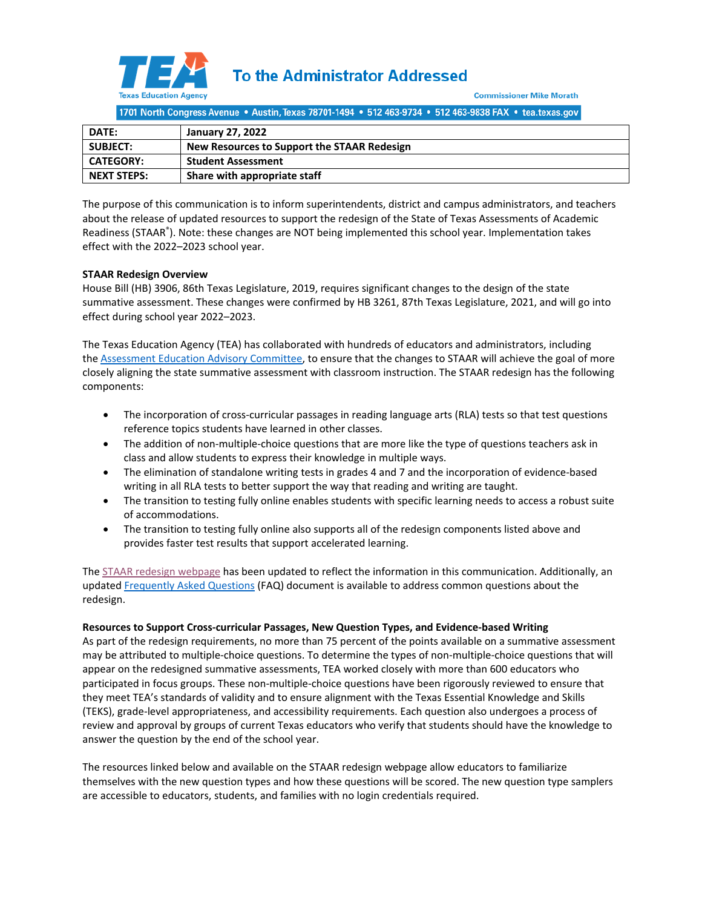# To the Administrator Addressed

Texas Education Agency

Commissioner Mike Morath

1701 North Congress Avenue • Austin, Texas 78701-1494 • 512 463-9734 • 512 463-9838 FAX • tea.texas.gov

| | |
|---|---|
| **DATE:** | **January 27, 2022** |
| **SUBJECT:** | **New Resources to Support the STAAR Redesign** |
| **CATEGORY:** | **Student Assessment** |
| **NEXT STEPS:** | **Share with appropriate staff** |

The purpose of this communication is to inform superintendents, district and campus administrators, and teachers about the release of updated resources to support the redesign of the State of Texas Assessments of Academic Readiness (STAAR®). Note: these changes are NOT being implemented this school year. Implementation takes effect with the 2022–2023 school year.

**STAAR Redesign Overview**

House Bill (HB) 3906, 86th Texas Legislature, 2019, requires significant changes to the design of the state summative assessment. These changes were confirmed by HB 3261, 87th Texas Legislature, 2021, and will go into effect during school year 2022–2023.

The Texas Education Agency (TEA) has collaborated with hundreds of educators and administrators, including the Assessment Education Advisory Committee, to ensure that the changes to STAAR will achieve the goal of more closely aligning the state summative assessment with classroom instruction. The STAAR redesign has the following components:

- The incorporation of cross-curricular passages in reading language arts (RLA) tests so that test questions reference topics students have learned in other classes.
- The addition of non-multiple-choice questions that are more like the type of questions teachers ask in class and allow students to express their knowledge in multiple ways.
- The elimination of standalone writing tests in grades 4 and 7 and the incorporation of evidence-based writing in all RLA tests to better support the way that reading and writing are taught.
- The transition to testing fully online enables students with specific learning needs to access a robust suite of accommodations.
- The transition to testing fully online also supports all of the redesign components listed above and provides faster test results that support accelerated learning.

The STAAR redesign webpage has been updated to reflect the information in this communication. Additionally, an updated Frequently Asked Questions (FAQ) document is available to address common questions about the redesign.

**Resources to Support Cross-curricular Passages, New Question Types, and Evidence-based Writing**

As part of the redesign requirements, no more than 75 percent of the points available on a summative assessment may be attributed to multiple-choice questions. To determine the types of non-multiple-choice questions that will appear on the redesigned summative assessments, TEA worked closely with more than 600 educators who participated in focus groups. These non-multiple-choice questions have been rigorously reviewed to ensure that they meet TEA's standards of validity and to ensure alignment with the Texas Essential Knowledge and Skills (TEKS), grade-level appropriateness, and accessibility requirements. Each question also undergoes a process of review and approval by groups of current Texas educators who verify that students should have the knowledge to answer the question by the end of the school year.

The resources linked below and available on the STAAR redesign webpage allow educators to familiarize themselves with the new question types and how these questions will be scored. The new question type samplers are accessible to educators, students, and families with no login credentials required.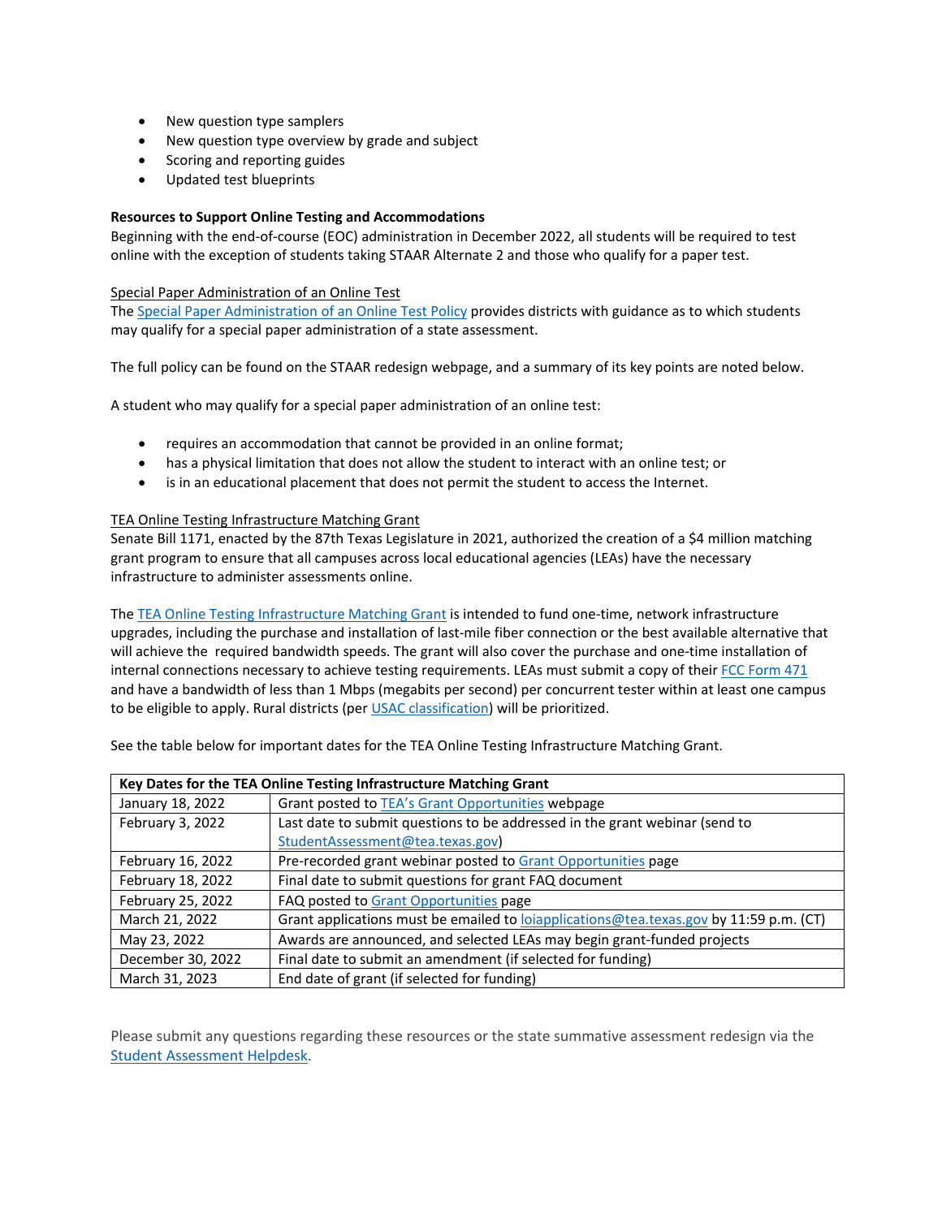- New question type samplers
- New question type overview by grade and subject
- Scoring and reporting guides
- Updated test blueprints

**Resources to Support Online Testing and Accommodations**

Beginning with the end-of-course (EOC) administration in December 2022, all students will be required to test online with the exception of students taking STAAR Alternate 2 and those who qualify for a paper test.

Special Paper Administration of an Online Test

The Special Paper Administration of an Online Test Policy provides districts with guidance as to which students may qualify for a special paper administration of a state assessment.

The full policy can be found on the STAAR redesign webpage, and a summary of its key points are noted below.

A student who may qualify for a special paper administration of an online test:

- requires an accommodation that cannot be provided in an online format;
- has a physical limitation that does not allow the student to interact with an online test; or
- is in an educational placement that does not permit the student to access the Internet.

TEA Online Testing Infrastructure Matching Grant

Senate Bill 1171, enacted by the 87th Texas Legislature in 2021, authorized the creation of a $4 million matching grant program to ensure that all campuses across local educational agencies (LEAs) have the necessary infrastructure to administer assessments online.

The TEA Online Testing Infrastructure Matching Grant is intended to fund one-time, network infrastructure upgrades, including the purchase and installation of last-mile fiber connection or the best available alternative that will achieve the required bandwidth speeds. The grant will also cover the purchase and one-time installation of internal connections necessary to achieve testing requirements. LEAs must submit a copy of their FCC Form 471 and have a bandwidth of less than 1 Mbps (megabits per second) per concurrent tester within at least one campus to be eligible to apply. Rural districts (per USAC classification) will be prioritized.

See the table below for important dates for the TEA Online Testing Infrastructure Matching Grant.

| **Key Dates for the TEA Online Testing Infrastructure Matching Grant** | |
|---|---|
| January 18, 2022 | Grant posted to TEA's Grant Opportunities webpage |
| February 3, 2022 | Last date to submit questions to be addressed in the grant webinar (send to StudentAssessment@tea.texas.gov) |
| February 16, 2022 | Pre-recorded grant webinar posted to Grant Opportunities page |
| February 18, 2022 | Final date to submit questions for grant FAQ document |
| February 25, 2022 | FAQ posted to Grant Opportunities page |
| March 21, 2022 | Grant applications must be emailed to loiapplications@tea.texas.gov by 11:59 p.m. (CT) |
| May 23, 2022 | Awards are announced, and selected LEAs may begin grant-funded projects |
| December 30, 2022 | Final date to submit an amendment (if selected for funding) |
| March 31, 2023 | End date of grant (if selected for funding) |

Please submit any questions regarding these resources or the state summative assessment redesign via the Student Assessment Helpdesk.